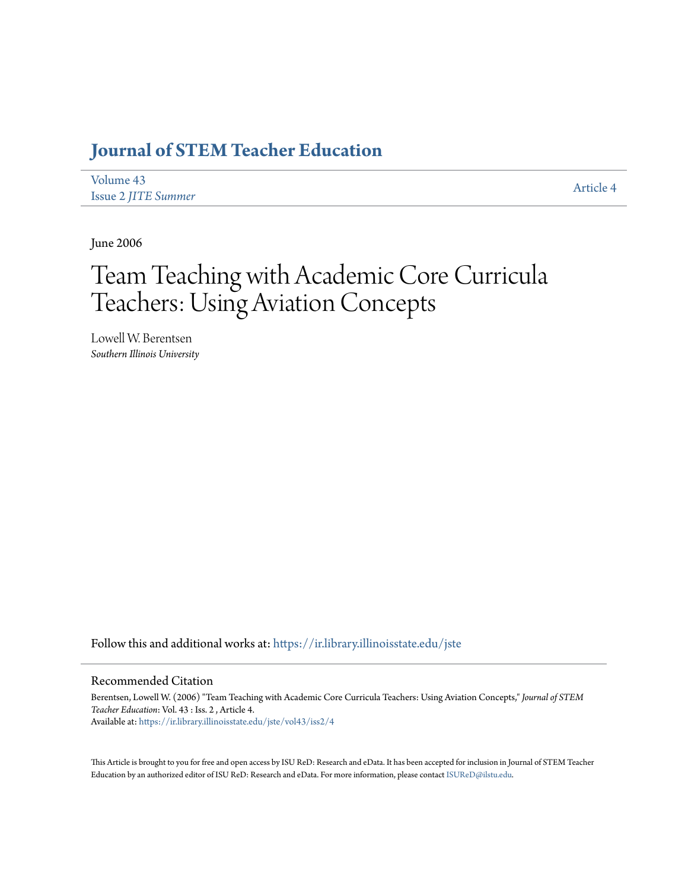# Journal of STEM Teacher Education

Volume 43
Issue 2 *JITE Summer*

Article 4

June 2006

# Team Teaching with Academic Core Curricula Teachers: Using Aviation Concepts

Lowell W. Berentsen
*Southern Illinois University*

Follow this and additional works at: https://ir.library.illinoisstate.edu/jste

## Recommended Citation

Berentsen, Lowell W. (2006) "Team Teaching with Academic Core Curricula Teachers: Using Aviation Concepts," *Journal of STEM Teacher Education*: Vol. 43 : Iss. 2 , Article 4.
Available at: https://ir.library.illinoisstate.edu/jste/vol43/iss2/4

This Article is brought to you for free and open access by ISU ReD: Research and eData. It has been accepted for inclusion in Journal of STEM Teacher Education by an authorized editor of ISU ReD: Research and eData. For more information, please contact ISUReD@ilstu.edu.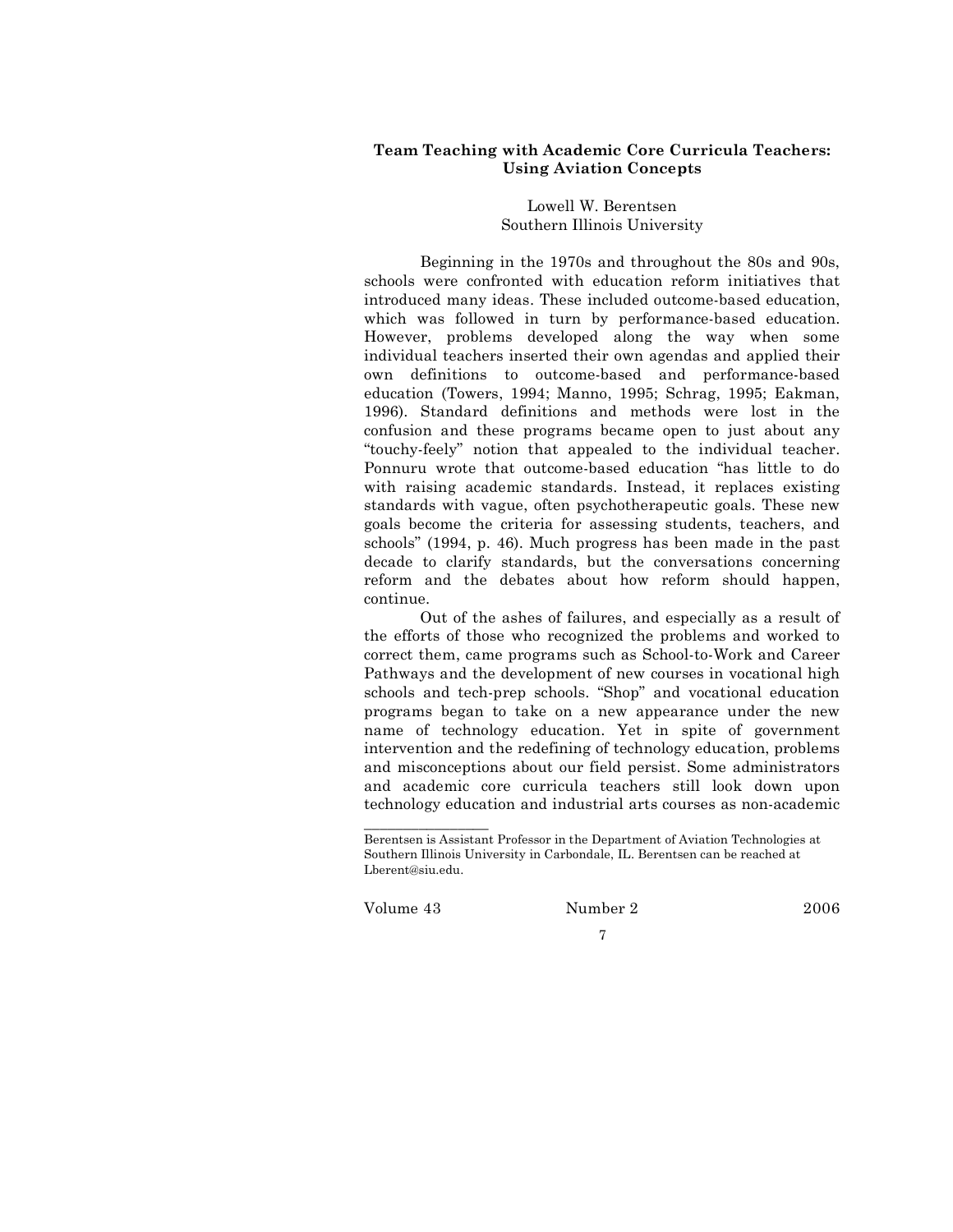## Team Teaching with Academic Core Curricula Teachers: Using Aviation Concepts

Lowell W. Berentsen
Southern Illinois University

Beginning in the 1970s and throughout the 80s and 90s, schools were confronted with education reform initiatives that introduced many ideas. These included outcome-based education, which was followed in turn by performance-based education. However, problems developed along the way when some individual teachers inserted their own agendas and applied their own definitions to outcome-based and performance-based education (Towers, 1994; Manno, 1995; Schrag, 1995; Eakman, 1996). Standard definitions and methods were lost in the confusion and these programs became open to just about any "touchy-feely" notion that appealed to the individual teacher. Ponnuru wrote that outcome-based education "has little to do with raising academic standards. Instead, it replaces existing standards with vague, often psychotherapeutic goals. These new goals become the criteria for assessing students, teachers, and schools" (1994, p. 46). Much progress has been made in the past decade to clarify standards, but the conversations concerning reform and the debates about how reform should happen, continue.

Out of the ashes of failures, and especially as a result of the efforts of those who recognized the problems and worked to correct them, came programs such as School-to-Work and Career Pathways and the development of new courses in vocational high schools and tech-prep schools. "Shop" and vocational education programs began to take on a new appearance under the new name of technology education. Yet in spite of government intervention and the redefining of technology education, problems and misconceptions about our field persist. Some administrators and academic core curricula teachers still look down upon technology education and industrial arts courses as non-academic

---

Berentsen is Assistant Professor in the Department of Aviation Technologies at Southern Illinois University in Carbondale, IL. Berentsen can be reached at Lberent@siu.edu.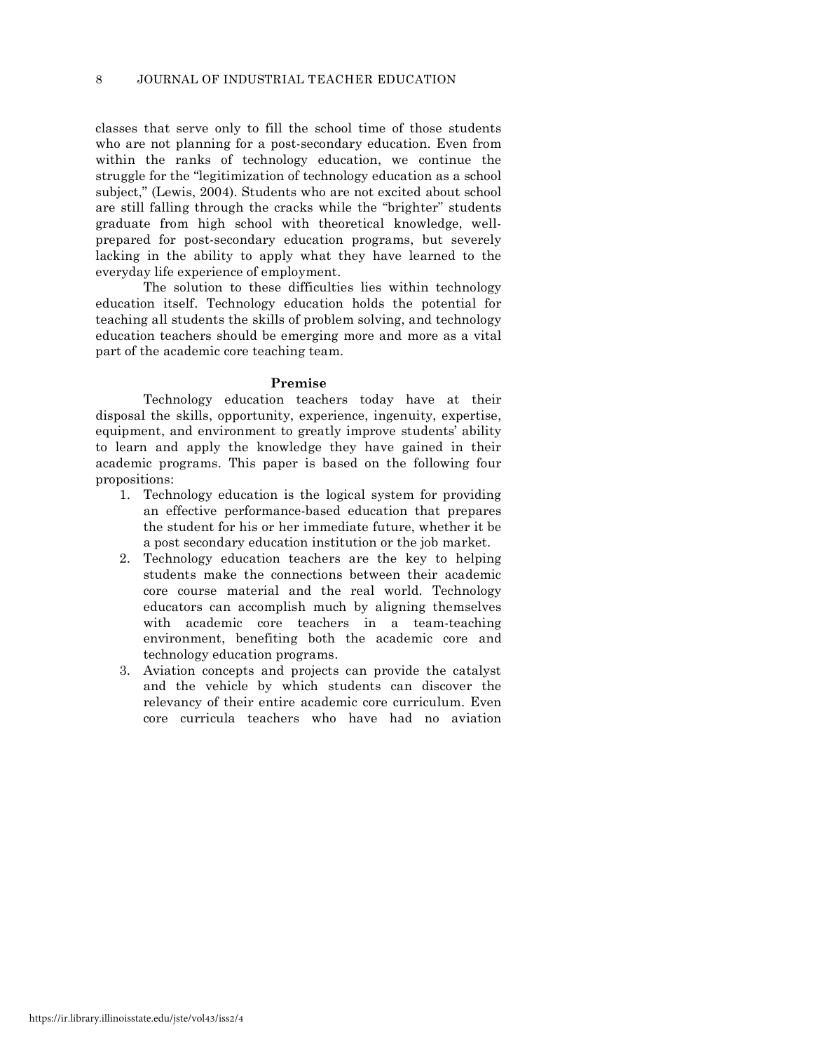classes that serve only to fill the school time of those students who are not planning for a post-secondary education. Even from within the ranks of technology education, we continue the struggle for the "legitimization of technology education as a school subject," (Lewis, 2004). Students who are not excited about school are still falling through the cracks while the "brighter" students graduate from high school with theoretical knowledge, well-prepared for post-secondary education programs, but severely lacking in the ability to apply what they have learned to the everyday life experience of employment.

The solution to these difficulties lies within technology education itself. Technology education holds the potential for teaching all students the skills of problem solving, and technology education teachers should be emerging more and more as a vital part of the academic core teaching team.

## Premise

Technology education teachers today have at their disposal the skills, opportunity, experience, ingenuity, expertise, equipment, and environment to greatly improve students' ability to learn and apply the knowledge they have gained in their academic programs. This paper is based on the following four propositions:

1. Technology education is the logical system for providing an effective performance-based education that prepares the student for his or her immediate future, whether it be a post secondary education institution or the job market.
2. Technology education teachers are the key to helping students make the connections between their academic core course material and the real world. Technology educators can accomplish much by aligning themselves with academic core teachers in a team-teaching environment, benefiting both the academic core and technology education programs.
3. Aviation concepts and projects can provide the catalyst and the vehicle by which students can discover the relevancy of their entire academic core curriculum. Even core curricula teachers who have had no aviation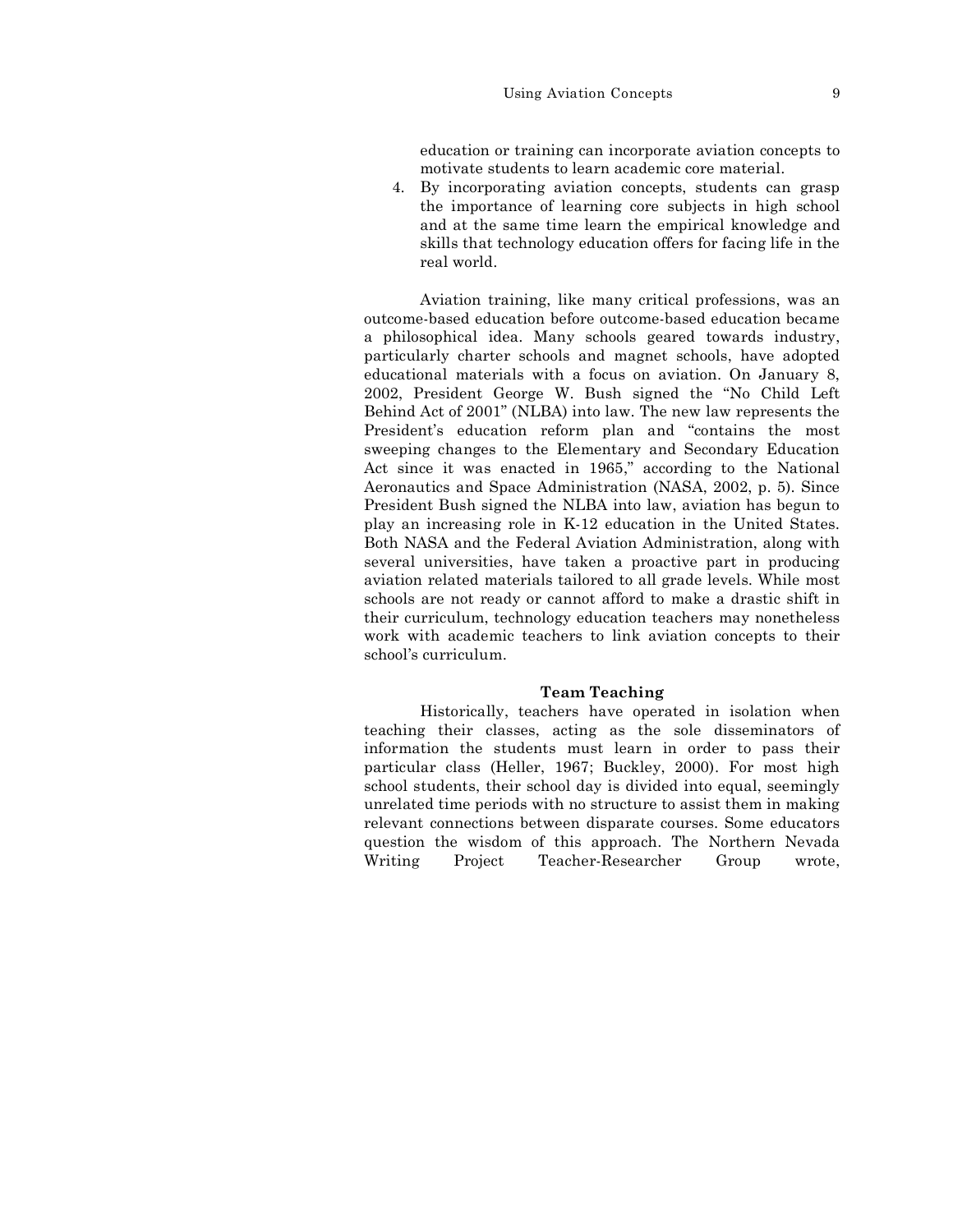education or training can incorporate aviation concepts to motivate students to learn academic core material.

4. By incorporating aviation concepts, students can grasp the importance of learning core subjects in high school and at the same time learn the empirical knowledge and skills that technology education offers for facing life in the real world.

Aviation training, like many critical professions, was an outcome-based education before outcome-based education became a philosophical idea. Many schools geared towards industry, particularly charter schools and magnet schools, have adopted educational materials with a focus on aviation. On January 8, 2002, President George W. Bush signed the "No Child Left Behind Act of 2001" (NLBA) into law. The new law represents the President's education reform plan and "contains the most sweeping changes to the Elementary and Secondary Education Act since it was enacted in 1965," according to the National Aeronautics and Space Administration (NASA, 2002, p. 5). Since President Bush signed the NLBA into law, aviation has begun to play an increasing role in K-12 education in the United States. Both NASA and the Federal Aviation Administration, along with several universities, have taken a proactive part in producing aviation related materials tailored to all grade levels. While most schools are not ready or cannot afford to make a drastic shift in their curriculum, technology education teachers may nonetheless work with academic teachers to link aviation concepts to their school's curriculum.

## Team Teaching

Historically, teachers have operated in isolation when teaching their classes, acting as the sole disseminators of information the students must learn in order to pass their particular class (Heller, 1967; Buckley, 2000). For most high school students, their school day is divided into equal, seemingly unrelated time periods with no structure to assist them in making relevant connections between disparate courses. Some educators question the wisdom of this approach. The Northern Nevada Writing Project Teacher-Researcher Group wrote,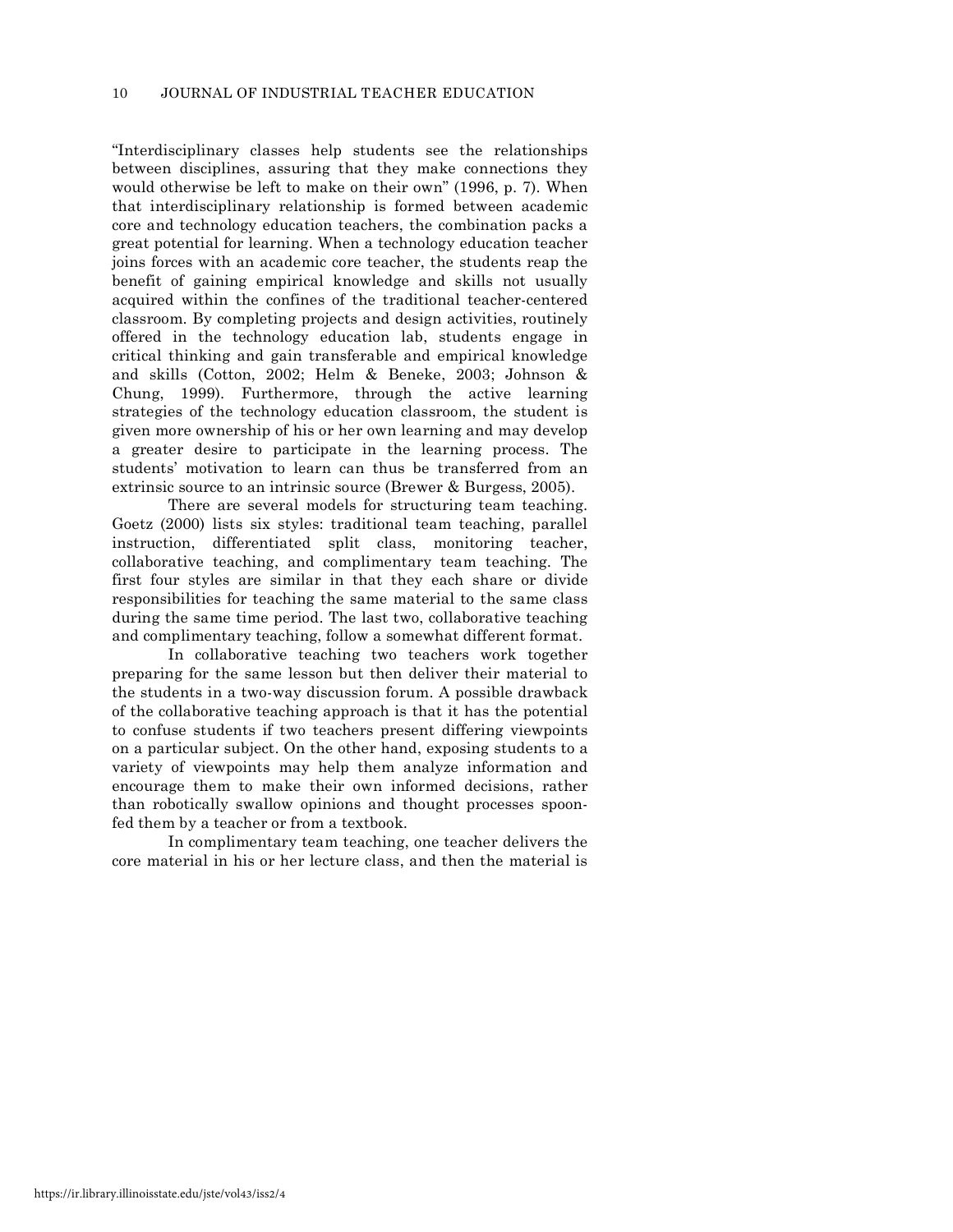"Interdisciplinary classes help students see the relationships between disciplines, assuring that they make connections they would otherwise be left to make on their own" (1996, p. 7). When that interdisciplinary relationship is formed between academic core and technology education teachers, the combination packs a great potential for learning. When a technology education teacher joins forces with an academic core teacher, the students reap the benefit of gaining empirical knowledge and skills not usually acquired within the confines of the traditional teacher-centered classroom. By completing projects and design activities, routinely offered in the technology education lab, students engage in critical thinking and gain transferable and empirical knowledge and skills (Cotton, 2002; Helm & Beneke, 2003; Johnson & Chung, 1999). Furthermore, through the active learning strategies of the technology education classroom, the student is given more ownership of his or her own learning and may develop a greater desire to participate in the learning process. The students' motivation to learn can thus be transferred from an extrinsic source to an intrinsic source (Brewer & Burgess, 2005).

There are several models for structuring team teaching. Goetz (2000) lists six styles: traditional team teaching, parallel instruction, differentiated split class, monitoring teacher, collaborative teaching, and complimentary team teaching. The first four styles are similar in that they each share or divide responsibilities for teaching the same material to the same class during the same time period. The last two, collaborative teaching and complimentary teaching, follow a somewhat different format.

In collaborative teaching two teachers work together preparing for the same lesson but then deliver their material to the students in a two-way discussion forum. A possible drawback of the collaborative teaching approach is that it has the potential to confuse students if two teachers present differing viewpoints on a particular subject. On the other hand, exposing students to a variety of viewpoints may help them analyze information and encourage them to make their own informed decisions, rather than robotically swallow opinions and thought processes spoon-fed them by a teacher or from a textbook.

In complimentary team teaching, one teacher delivers the core material in his or her lecture class, and then the material is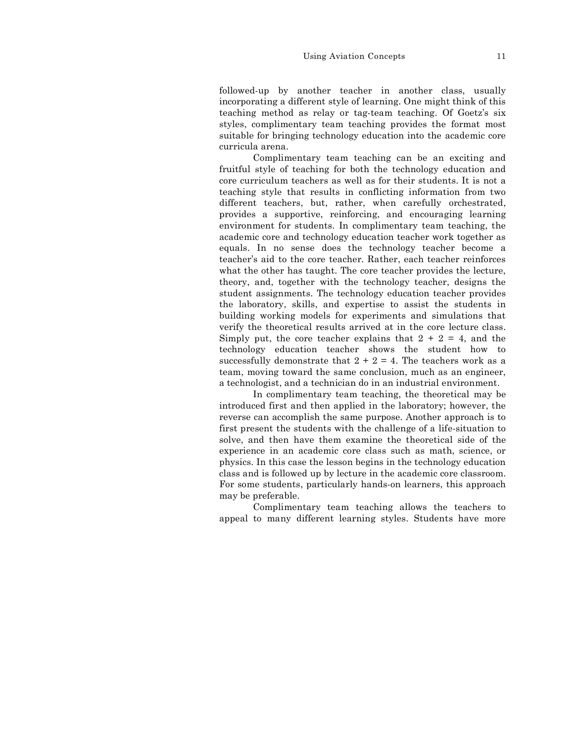followed-up by another teacher in another class, usually incorporating a different style of learning. One might think of this teaching method as relay or tag-team teaching. Of Goetz's six styles, complimentary team teaching provides the format most suitable for bringing technology education into the academic core curricula arena.

Complimentary team teaching can be an exciting and fruitful style of teaching for both the technology education and core curriculum teachers as well as for their students. It is not a teaching style that results in conflicting information from two different teachers, but, rather, when carefully orchestrated, provides a supportive, reinforcing, and encouraging learning environment for students. In complimentary team teaching, the academic core and technology education teacher work together as equals. In no sense does the technology teacher become a teacher's aid to the core teacher. Rather, each teacher reinforces what the other has taught. The core teacher provides the lecture, theory, and, together with the technology teacher, designs the student assignments. The technology education teacher provides the laboratory, skills, and expertise to assist the students in building working models for experiments and simulations that verify the theoretical results arrived at in the core lecture class. Simply put, the core teacher explains that 2 + 2 = 4, and the technology education teacher shows the student how to successfully demonstrate that 2 + 2 = 4. The teachers work as a team, moving toward the same conclusion, much as an engineer, a technologist, and a technician do in an industrial environment.

In complimentary team teaching, the theoretical may be introduced first and then applied in the laboratory; however, the reverse can accomplish the same purpose. Another approach is to first present the students with the challenge of a life-situation to solve, and then have them examine the theoretical side of the experience in an academic core class such as math, science, or physics. In this case the lesson begins in the technology education class and is followed up by lecture in the academic core classroom. For some students, particularly hands-on learners, this approach may be preferable.

Complimentary team teaching allows the teachers to appeal to many different learning styles. Students have more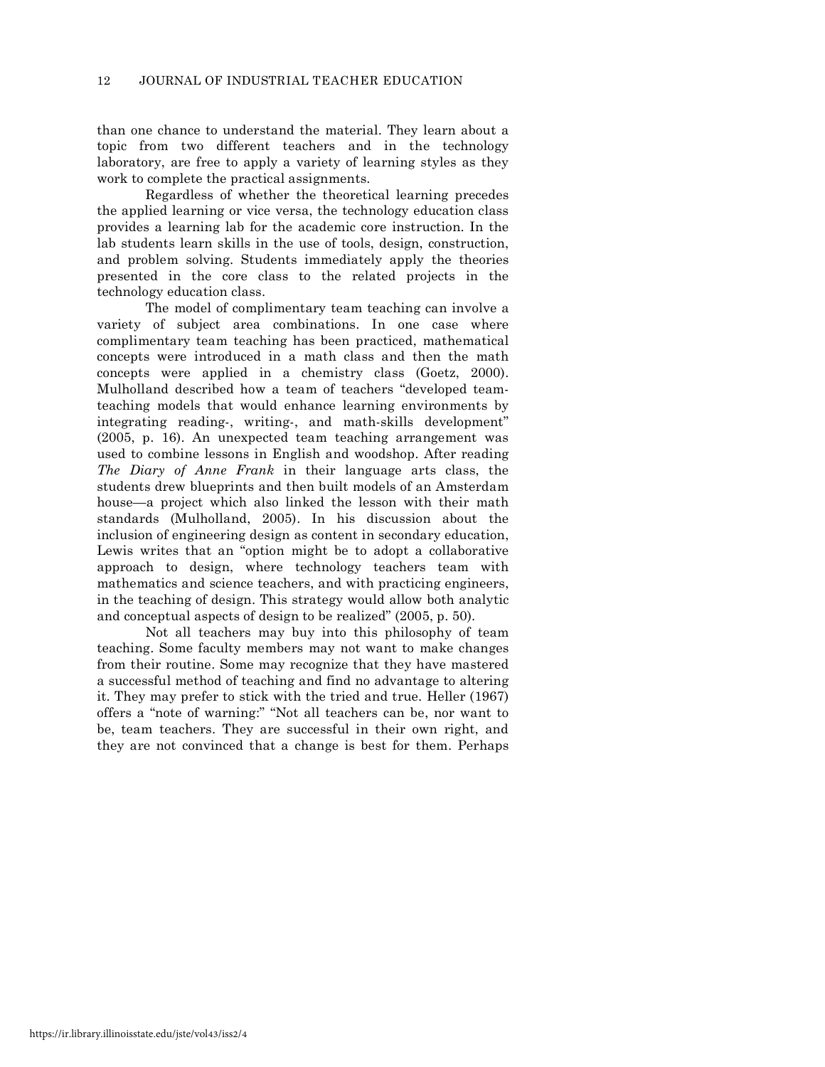than one chance to understand the material. They learn about a topic from two different teachers and in the technology laboratory, are free to apply a variety of learning styles as they work to complete the practical assignments.

Regardless of whether the theoretical learning precedes the applied learning or vice versa, the technology education class provides a learning lab for the academic core instruction. In the lab students learn skills in the use of tools, design, construction, and problem solving. Students immediately apply the theories presented in the core class to the related projects in the technology education class.

The model of complimentary team teaching can involve a variety of subject area combinations. In one case where complimentary team teaching has been practiced, mathematical concepts were introduced in a math class and then the math concepts were applied in a chemistry class (Goetz, 2000). Mulholland described how a team of teachers "developed team-teaching models that would enhance learning environments by integrating reading-, writing-, and math-skills development" (2005, p. 16). An unexpected team teaching arrangement was used to combine lessons in English and woodshop. After reading *The Diary of Anne Frank* in their language arts class, the students drew blueprints and then built models of an Amsterdam house—a project which also linked the lesson with their math standards (Mulholland, 2005). In his discussion about the inclusion of engineering design as content in secondary education, Lewis writes that an "option might be to adopt a collaborative approach to design, where technology teachers team with mathematics and science teachers, and with practicing engineers, in the teaching of design. This strategy would allow both analytic and conceptual aspects of design to be realized" (2005, p. 50).

Not all teachers may buy into this philosophy of team teaching. Some faculty members may not want to make changes from their routine. Some may recognize that they have mastered a successful method of teaching and find no advantage to altering it. They may prefer to stick with the tried and true. Heller (1967) offers a "note of warning:" "Not all teachers can be, nor want to be, team teachers. They are successful in their own right, and they are not convinced that a change is best for them. Perhaps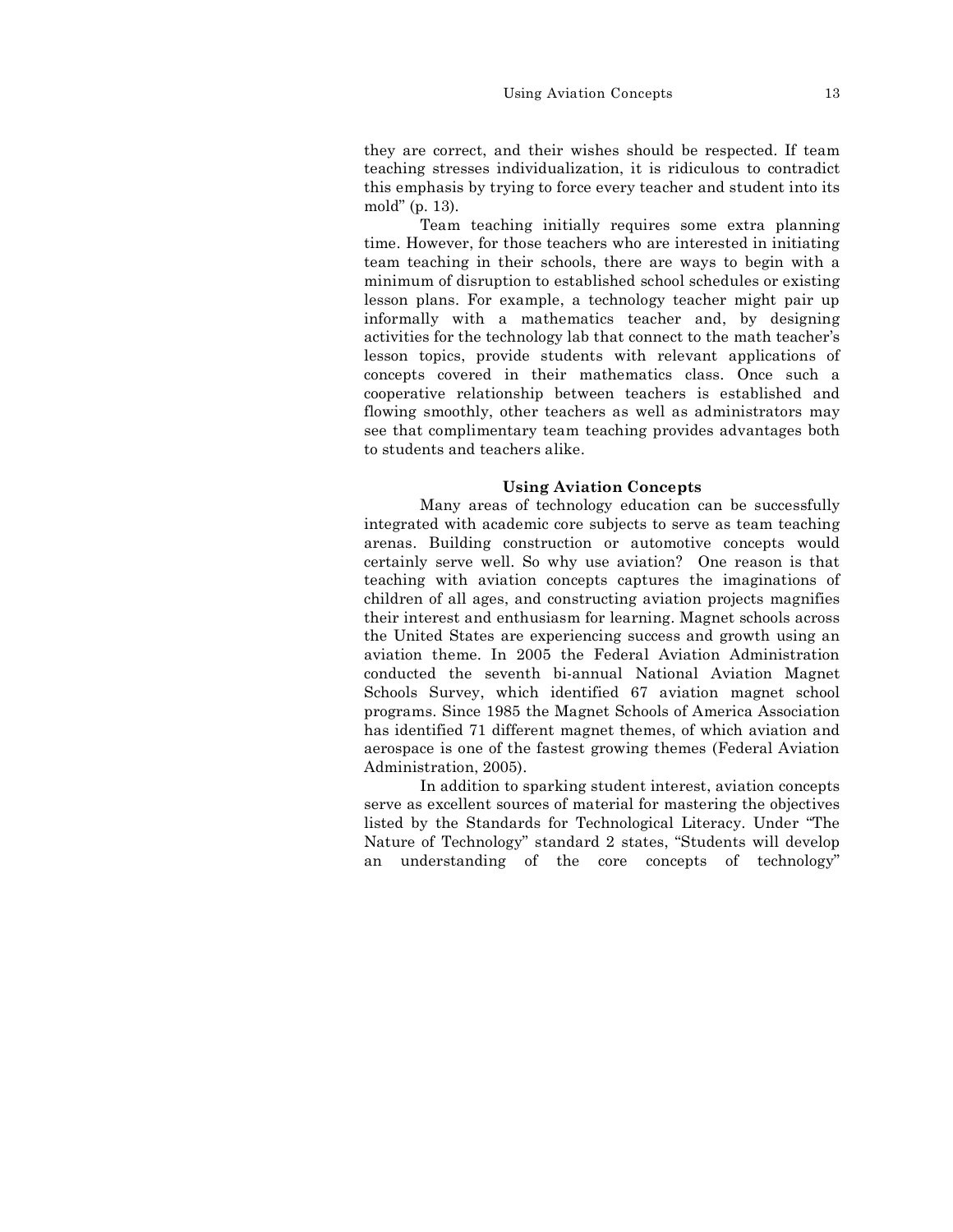they are correct, and their wishes should be respected. If team teaching stresses individualization, it is ridiculous to contradict this emphasis by trying to force every teacher and student into its mold" (p. 13).

Team teaching initially requires some extra planning time. However, for those teachers who are interested in initiating team teaching in their schools, there are ways to begin with a minimum of disruption to established school schedules or existing lesson plans. For example, a technology teacher might pair up informally with a mathematics teacher and, by designing activities for the technology lab that connect to the math teacher's lesson topics, provide students with relevant applications of concepts covered in their mathematics class. Once such a cooperative relationship between teachers is established and flowing smoothly, other teachers as well as administrators may see that complimentary team teaching provides advantages both to students and teachers alike.

## Using Aviation Concepts

Many areas of technology education can be successfully integrated with academic core subjects to serve as team teaching arenas. Building construction or automotive concepts would certainly serve well. So why use aviation? One reason is that teaching with aviation concepts captures the imaginations of children of all ages, and constructing aviation projects magnifies their interest and enthusiasm for learning. Magnet schools across the United States are experiencing success and growth using an aviation theme. In 2005 the Federal Aviation Administration conducted the seventh bi-annual National Aviation Magnet Schools Survey, which identified 67 aviation magnet school programs. Since 1985 the Magnet Schools of America Association has identified 71 different magnet themes, of which aviation and aerospace is one of the fastest growing themes (Federal Aviation Administration, 2005).

In addition to sparking student interest, aviation concepts serve as excellent sources of material for mastering the objectives listed by the Standards for Technological Literacy. Under "The Nature of Technology" standard 2 states, "Students will develop an understanding of the core concepts of technology"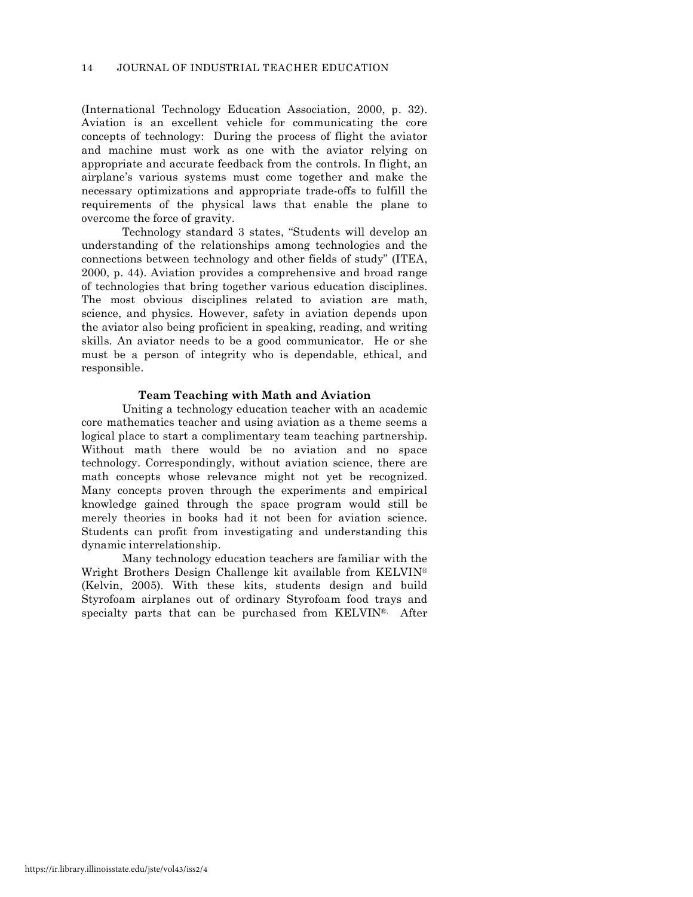(International Technology Education Association, 2000, p. 32). Aviation is an excellent vehicle for communicating the core concepts of technology: During the process of flight the aviator and machine must work as one with the aviator relying on appropriate and accurate feedback from the controls. In flight, an airplane's various systems must come together and make the necessary optimizations and appropriate trade-offs to fulfill the requirements of the physical laws that enable the plane to overcome the force of gravity.

Technology standard 3 states, "Students will develop an understanding of the relationships among technologies and the connections between technology and other fields of study" (ITEA, 2000, p. 44). Aviation provides a comprehensive and broad range of technologies that bring together various education disciplines. The most obvious disciplines related to aviation are math, science, and physics. However, safety in aviation depends upon the aviator also being proficient in speaking, reading, and writing skills. An aviator needs to be a good communicator. He or she must be a person of integrity who is dependable, ethical, and responsible.

### Team Teaching with Math and Aviation

Uniting a technology education teacher with an academic core mathematics teacher and using aviation as a theme seems a logical place to start a complimentary team teaching partnership. Without math there would be no aviation and no space technology. Correspondingly, without aviation science, there are math concepts whose relevance might not yet be recognized. Many concepts proven through the experiments and empirical knowledge gained through the space program would still be merely theories in books had it not been for aviation science. Students can profit from investigating and understanding this dynamic interrelationship.

Many technology education teachers are familiar with the Wright Brothers Design Challenge kit available from KELVIN® (Kelvin, 2005). With these kits, students design and build Styrofoam airplanes out of ordinary Styrofoam food trays and specialty parts that can be purchased from KELVIN®. After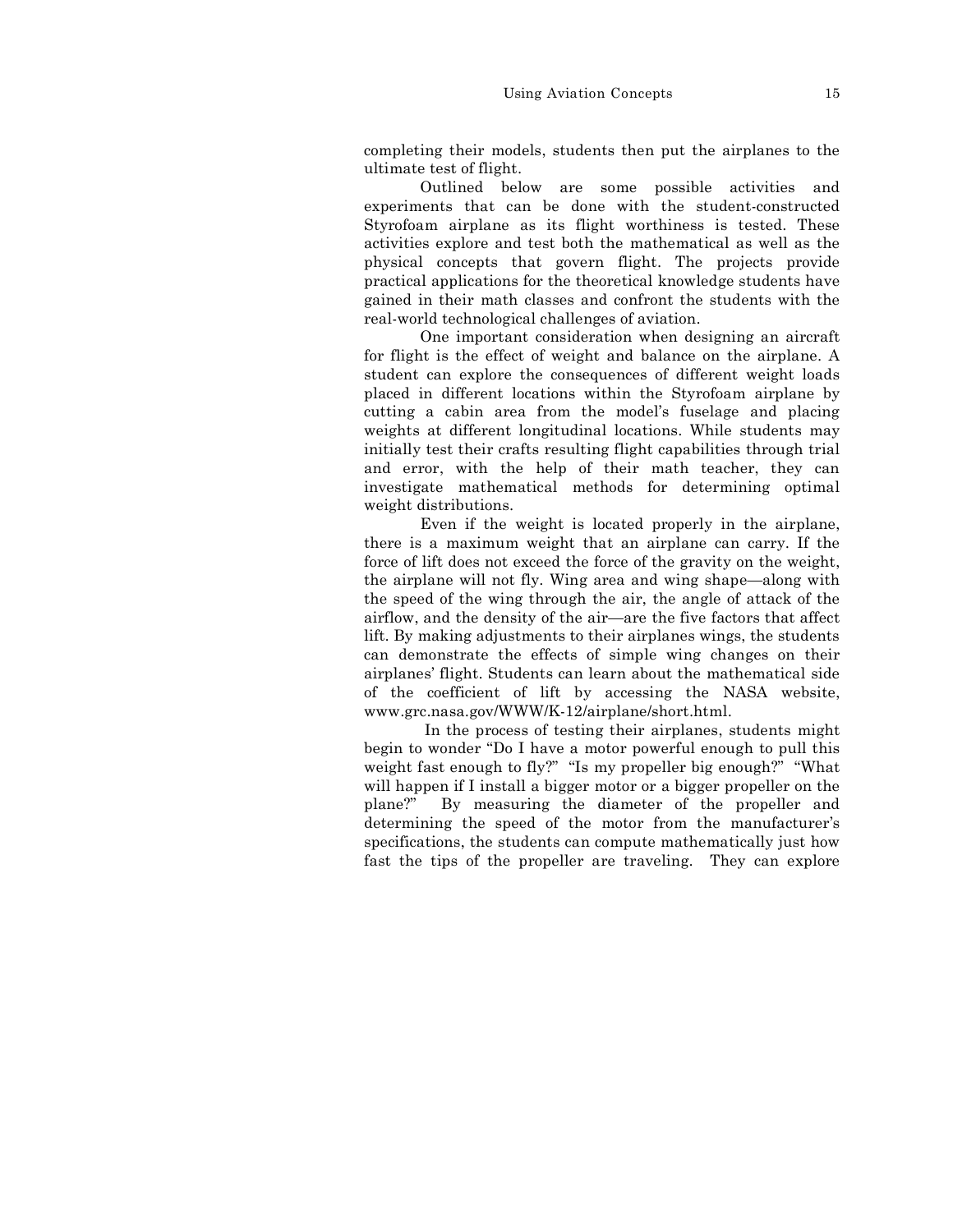completing their models, students then put the airplanes to the ultimate test of flight.

Outlined below are some possible activities and experiments that can be done with the student-constructed Styrofoam airplane as its flight worthiness is tested. These activities explore and test both the mathematical as well as the physical concepts that govern flight. The projects provide practical applications for the theoretical knowledge students have gained in their math classes and confront the students with the real-world technological challenges of aviation.

One important consideration when designing an aircraft for flight is the effect of weight and balance on the airplane. A student can explore the consequences of different weight loads placed in different locations within the Styrofoam airplane by cutting a cabin area from the model's fuselage and placing weights at different longitudinal locations. While students may initially test their crafts resulting flight capabilities through trial and error, with the help of their math teacher, they can investigate mathematical methods for determining optimal weight distributions.

Even if the weight is located properly in the airplane, there is a maximum weight that an airplane can carry. If the force of lift does not exceed the force of the gravity on the weight, the airplane will not fly. Wing area and wing shape—along with the speed of the wing through the air, the angle of attack of the airflow, and the density of the air—are the five factors that affect lift. By making adjustments to their airplanes wings, the students can demonstrate the effects of simple wing changes on their airplanes' flight. Students can learn about the mathematical side of the coefficient of lift by accessing the NASA website, www.grc.nasa.gov/WWW/K-12/airplane/short.html.

In the process of testing their airplanes, students might begin to wonder "Do I have a motor powerful enough to pull this weight fast enough to fly?" "Is my propeller big enough?" "What will happen if I install a bigger motor or a bigger propeller on the plane?" By measuring the diameter of the propeller and determining the speed of the motor from the manufacturer's specifications, the students can compute mathematically just how fast the tips of the propeller are traveling. They can explore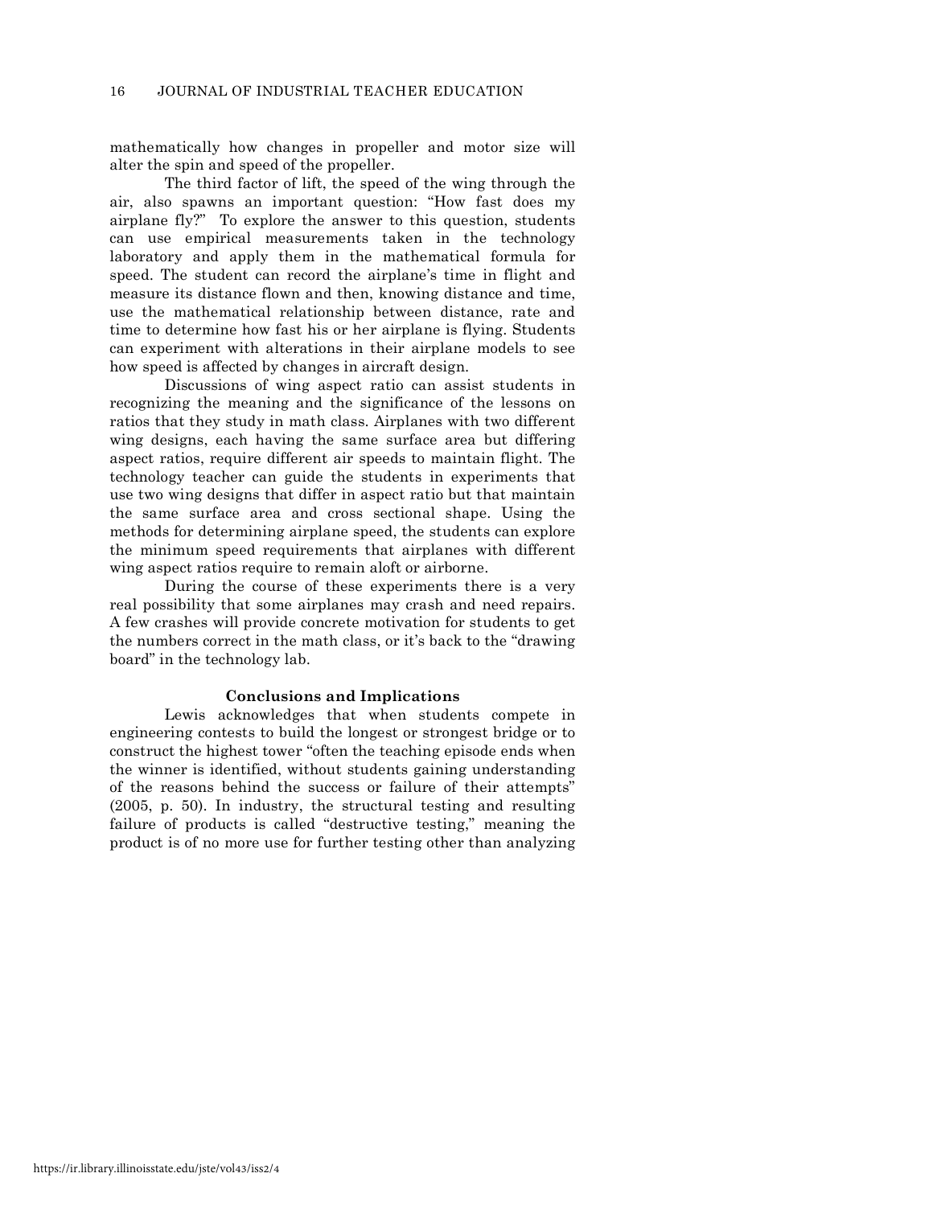mathematically how changes in propeller and motor size will alter the spin and speed of the propeller.

The third factor of lift, the speed of the wing through the air, also spawns an important question: "How fast does my airplane fly?" To explore the answer to this question, students can use empirical measurements taken in the technology laboratory and apply them in the mathematical formula for speed. The student can record the airplane's time in flight and measure its distance flown and then, knowing distance and time, use the mathematical relationship between distance, rate and time to determine how fast his or her airplane is flying. Students can experiment with alterations in their airplane models to see how speed is affected by changes in aircraft design.

Discussions of wing aspect ratio can assist students in recognizing the meaning and the significance of the lessons on ratios that they study in math class. Airplanes with two different wing designs, each having the same surface area but differing aspect ratios, require different air speeds to maintain flight. The technology teacher can guide the students in experiments that use two wing designs that differ in aspect ratio but that maintain the same surface area and cross sectional shape. Using the methods for determining airplane speed, the students can explore the minimum speed requirements that airplanes with different wing aspect ratios require to remain aloft or airborne.

During the course of these experiments there is a very real possibility that some airplanes may crash and need repairs. A few crashes will provide concrete motivation for students to get the numbers correct in the math class, or it's back to the "drawing board" in the technology lab.

## Conclusions and Implications

Lewis acknowledges that when students compete in engineering contests to build the longest or strongest bridge or to construct the highest tower "often the teaching episode ends when the winner is identified, without students gaining understanding of the reasons behind the success or failure of their attempts" (2005, p. 50). In industry, the structural testing and resulting failure of products is called "destructive testing," meaning the product is of no more use for further testing other than analyzing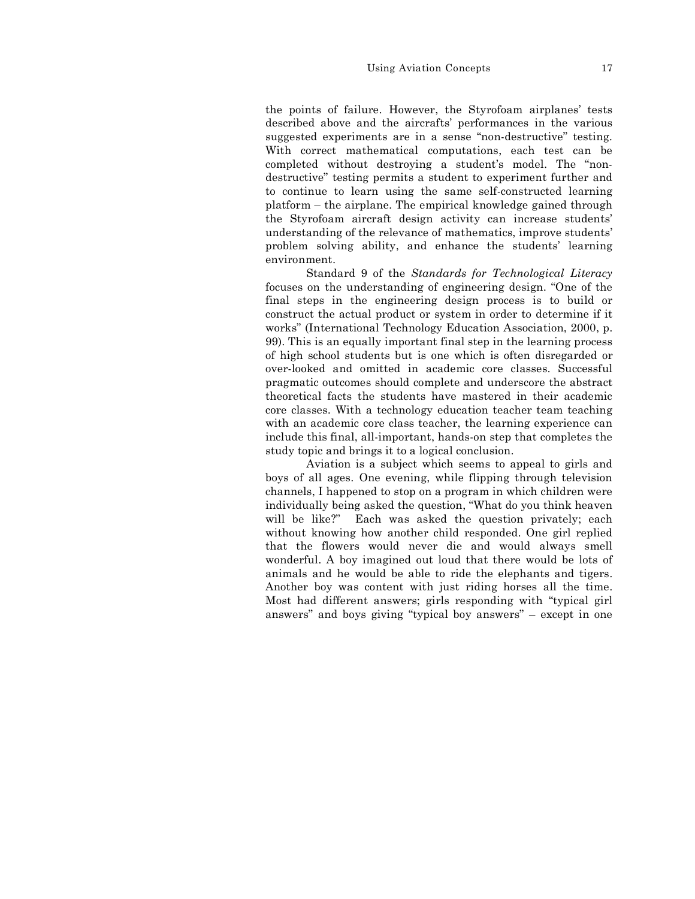the points of failure. However, the Styrofoam airplanes' tests described above and the aircrafts' performances in the various suggested experiments are in a sense "non-destructive" testing. With correct mathematical computations, each test can be completed without destroying a student's model. The "non-destructive" testing permits a student to experiment further and to continue to learn using the same self-constructed learning platform – the airplane. The empirical knowledge gained through the Styrofoam aircraft design activity can increase students' understanding of the relevance of mathematics, improve students' problem solving ability, and enhance the students' learning environment.

Standard 9 of the *Standards for Technological Literacy* focuses on the understanding of engineering design. "One of the final steps in the engineering design process is to build or construct the actual product or system in order to determine if it works" (International Technology Education Association, 2000, p. 99). This is an equally important final step in the learning process of high school students but is one which is often disregarded or over-looked and omitted in academic core classes. Successful pragmatic outcomes should complete and underscore the abstract theoretical facts the students have mastered in their academic core classes. With a technology education teacher team teaching with an academic core class teacher, the learning experience can include this final, all-important, hands-on step that completes the study topic and brings it to a logical conclusion.

Aviation is a subject which seems to appeal to girls and boys of all ages. One evening, while flipping through television channels, I happened to stop on a program in which children were individually being asked the question, "What do you think heaven will be like?" Each was asked the question privately; each without knowing how another child responded. One girl replied that the flowers would never die and would always smell wonderful. A boy imagined out loud that there would be lots of animals and he would be able to ride the elephants and tigers. Another boy was content with just riding horses all the time. Most had different answers; girls responding with "typical girl answers" and boys giving "typical boy answers" – except in one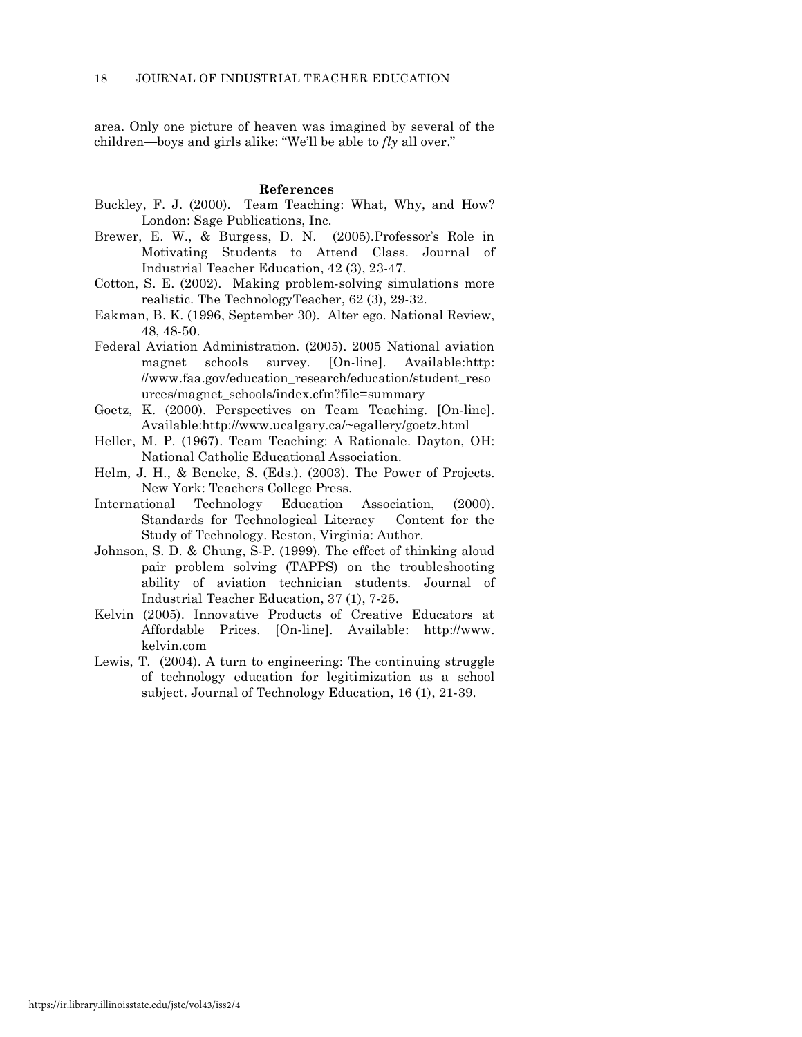area. Only one picture of heaven was imagined by several of the children—boys and girls alike: "We'll be able to *fly* all over."

## References

Buckley, F. J. (2000). Team Teaching: What, Why, and How? London: Sage Publications, Inc.

Brewer, E. W., & Burgess, D. N. (2005).Professor's Role in Motivating Students to Attend Class. Journal of Industrial Teacher Education, 42 (3), 23-47.

Cotton, S. E. (2002). Making problem-solving simulations more realistic. The TechnologyTeacher, 62 (3), 29-32.

Eakman, B. K. (1996, September 30). Alter ego. National Review, 48, 48-50.

Federal Aviation Administration. (2005). 2005 National aviation magnet schools survey. [On-line]. Available:http: //www.faa.gov/education_research/education/student_resources/magnet_schools/index.cfm?file=summary

Goetz, K. (2000). Perspectives on Team Teaching. [On-line]. Available:http://www.ucalgary.ca/~egallery/goetz.html

Heller, M. P. (1967). Team Teaching: A Rationale. Dayton, OH: National Catholic Educational Association.

Helm, J. H., & Beneke, S. (Eds.). (2003). The Power of Projects. New York: Teachers College Press.

International Technology Education Association, (2000). Standards for Technological Literacy – Content for the Study of Technology. Reston, Virginia: Author.

Johnson, S. D. & Chung, S-P. (1999). The effect of thinking aloud pair problem solving (TAPPS) on the troubleshooting ability of aviation technician students. Journal of Industrial Teacher Education, 37 (1), 7-25.

Kelvin (2005). Innovative Products of Creative Educators at Affordable Prices. [On-line]. Available: http://www.kelvin.com

Lewis, T. (2004). A turn to engineering: The continuing struggle of technology education for legitimization as a school subject. Journal of Technology Education, 16 (1), 21-39.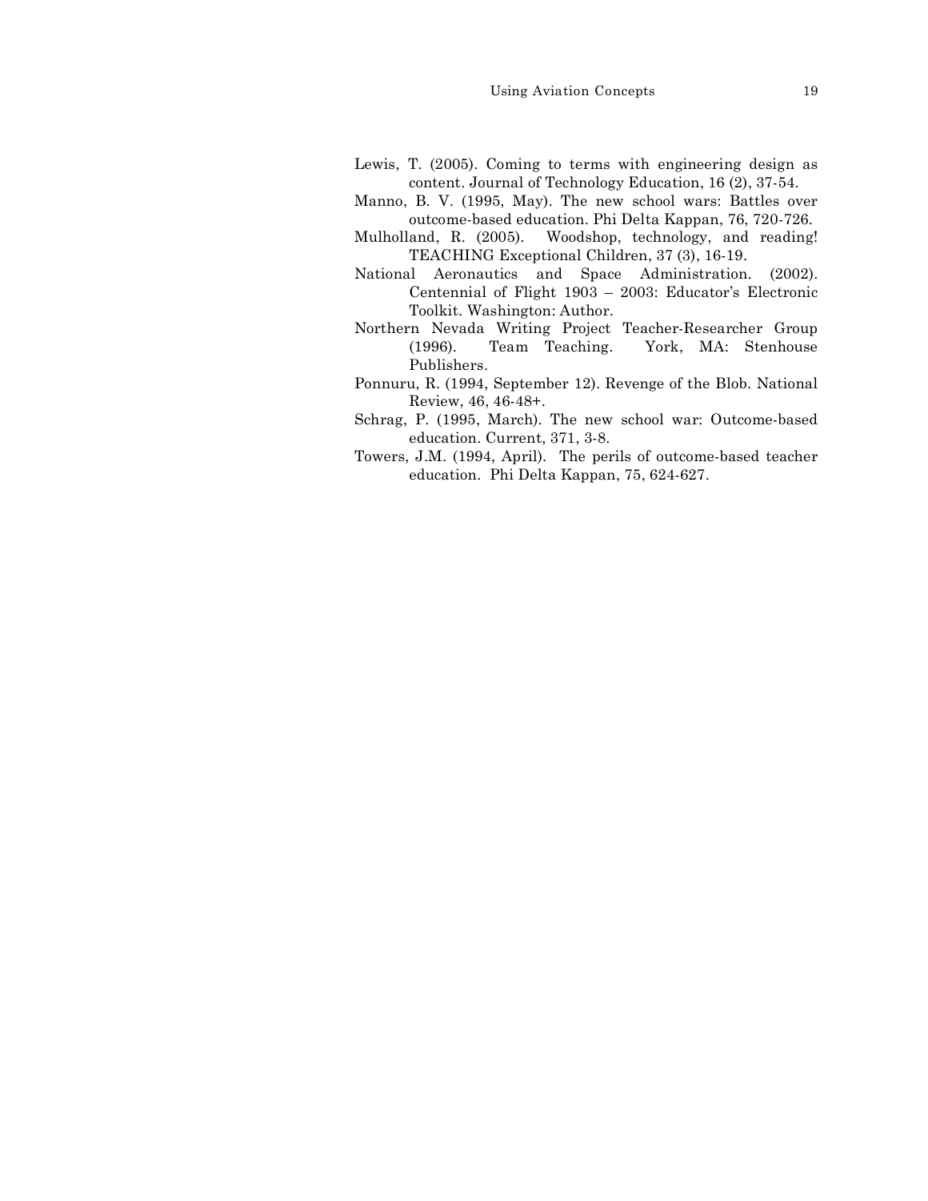Lewis, T. (2005). Coming to terms with engineering design as content. Journal of Technology Education, 16 (2), 37-54.

Manno, B. V. (1995, May). The new school wars: Battles over outcome-based education. Phi Delta Kappan, 76, 720-726.

Mulholland, R. (2005). Woodshop, technology, and reading! TEACHING Exceptional Children, 37 (3), 16-19.

National Aeronautics and Space Administration. (2002). Centennial of Flight 1903 – 2003: Educator's Electronic Toolkit. Washington: Author.

Northern Nevada Writing Project Teacher-Researcher Group (1996). Team Teaching. York, MA: Stenhouse Publishers.

Ponnuru, R. (1994, September 12). Revenge of the Blob. National Review, 46, 46-48+.

Schrag, P. (1995, March). The new school war: Outcome-based education. Current, 371, 3-8.

Towers, J.M. (1994, April). The perils of outcome-based teacher education. Phi Delta Kappan, 75, 624-627.